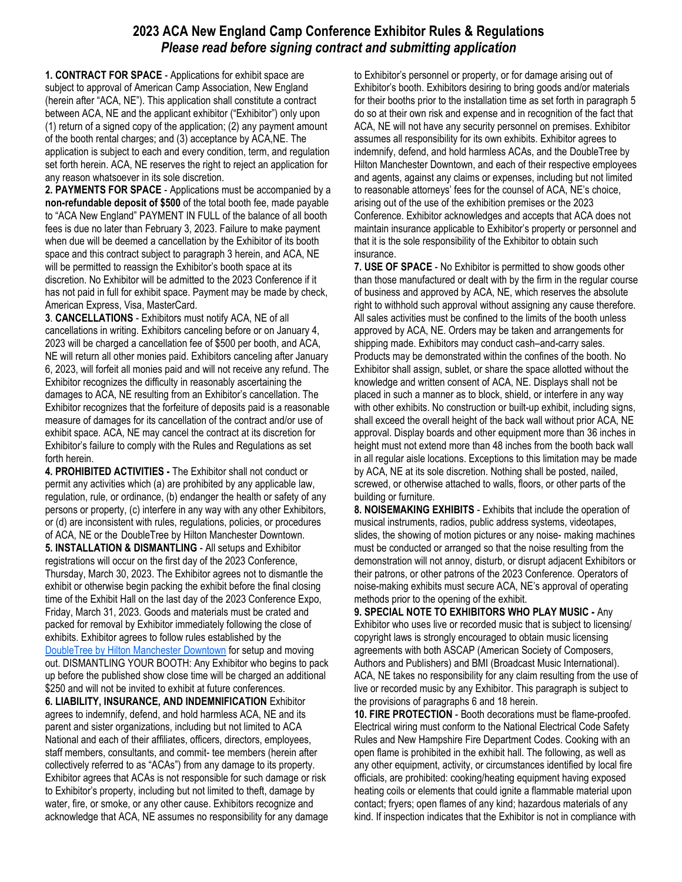# 2023 ACA New England Camp Conference Exhibitor Rules & Regulations

## *Please read before signing contract and submitting application*

**1. CONTRACT FOR SPACE** - Applications for exhibit space are subject to approval of American Camp Association, New England (herein after "ACA, NE"). This application shall constitute a contract between ACA, NE and the applicant exhibitor ("Exhibitor") only upon (1) return of a signed copy of the application; (2) any payment amount of the booth rental charges; and (3) acceptance by ACA,NE. The application is subject to each and every condition, term, and regulation set forth herein. ACA, NE reserves the right to reject an application for any reason whatsoever in its sole discretion.

**2. PAYMENTS FOR SPACE** - Applications must be accompanied by a **non-refundable deposit of $500** of the total booth fee, made payable to "ACA New England" PAYMENT IN FULL of the balance of all booth fees is due no later than February 3, 2023. Failure to make payment when due will be deemed a cancellation by the Exhibitor of its booth space and this contract subject to paragraph 3 herein, and ACA, NE will be permitted to reassign the Exhibitor's booth space at its discretion. No Exhibitor will be admitted to the 2023 Conference if it has not paid in full for exhibit space. Payment may be made by check, American Express, Visa, MasterCard.

**3**. **CANCELLATIONS** - Exhibitors must notify ACA, NE of all cancellations in writing. Exhibitors canceling before or on January 4, 2023 will be charged a cancellation fee of $500 per booth, and ACA, NE will return all other monies paid. Exhibitors canceling after January 6, 2023, will forfeit all monies paid and will not receive any refund. The Exhibitor recognizes the difficulty in reasonably ascertaining the damages to ACA, NE resulting from an Exhibitor's cancellation. The Exhibitor recognizes that the forfeiture of deposits paid is a reasonable measure of damages for its cancellation of the contract and/or use of exhibit space. ACA, NE may cancel the contract at its discretion for Exhibitor's failure to comply with the Rules and Regulations as set forth herein.

**4. PROHIBITED ACTIVITIES -** The Exhibitor shall not conduct or permit any activities which (a) are prohibited by any applicable law, regulation, rule, or ordinance, (b) endanger the health or safety of any persons or property, (c) interfere in any way with any other Exhibitors, or (d) are inconsistent with rules, regulations, policies, or procedures of ACA, NE or the DoubleTree by Hilton Manchester Downtown.

**5. INSTALLATION & DISMANTLING** - All setups and Exhibitor registrations will occur on the first day of the 2023 Conference, Thursday, March 30, 2023. The Exhibitor agrees not to dismantle the exhibit or otherwise begin packing the exhibit before the final closing time of the Exhibit Hall on the last day of the 2023 Conference Expo, Friday, March 31, 2023. Goods and materials must be crated and packed for removal by Exhibitor immediately following the close of exhibits. Exhibitor agrees to follow rules established by the DoubleTree by Hilton Manchester Downtown for setup and moving out. DISMANTLING YOUR BOOTH: Any Exhibitor who begins to pack up before the published show close time will be charged an additional $250 and will not be invited to exhibit at future conferences.

**6. LIABILITY, INSURANCE, AND INDEMNIFICATION** Exhibitor agrees to indemnify, defend, and hold harmless ACA, NE and its parent and sister organizations, including but not limited to ACA National and each of their affiliates, officers, directors, employees, staff members, consultants, and commit- tee members (herein after collectively referred to as "ACAs") from any damage to its property. Exhibitor agrees that ACAs is not responsible for such damage or risk to Exhibitor's property, including but not limited to theft, damage by water, fire, or smoke, or any other cause. Exhibitors recognize and acknowledge that ACA, NE assumes no responsibility for any damage to Exhibitor's personnel or property, or for damage arising out of Exhibitor's booth. Exhibitors desiring to bring goods and/or materials for their booths prior to the installation time as set forth in paragraph 5 do so at their own risk and expense and in recognition of the fact that ACA, NE will not have any security personnel on premises. Exhibitor assumes all responsibility for its own exhibits. Exhibitor agrees to indemnify, defend, and hold harmless ACAs, and the DoubleTree by Hilton Manchester Downtown, and each of their respective employees and agents, against any claims or expenses, including but not limited to reasonable attorneys' fees for the counsel of ACA, NE's choice, arising out of the use of the exhibition premises or the 2023 Conference. Exhibitor acknowledges and accepts that ACA does not maintain insurance applicable to Exhibitor's property or personnel and that it is the sole responsibility of the Exhibitor to obtain such insurance.

**7. USE OF SPACE** - No Exhibitor is permitted to show goods other than those manufactured or dealt with by the firm in the regular course of business and approved by ACA, NE, which reserves the absolute right to withhold such approval without assigning any cause therefore. All sales activities must be confined to the limits of the booth unless approved by ACA, NE. Orders may be taken and arrangements for shipping made. Exhibitors may conduct cash–and-carry sales. Products may be demonstrated within the confines of the booth. No Exhibitor shall assign, sublet, or share the space allotted without the knowledge and written consent of ACA, NE. Displays shall not be placed in such a manner as to block, shield, or interfere in any way with other exhibits. No construction or built-up exhibit, including signs, shall exceed the overall height of the back wall without prior ACA, NE approval. Display boards and other equipment more than 36 inches in height must not extend more than 48 inches from the booth back wall in all regular aisle locations. Exceptions to this limitation may be made by ACA, NE at its sole discretion. Nothing shall be posted, nailed, screwed, or otherwise attached to walls, floors, or other parts of the building or furniture.

**8. NOISEMAKING EXHIBITS** - Exhibits that include the operation of musical instruments, radios, public address systems, videotapes, slides, the showing of motion pictures or any noise- making machines must be conducted or arranged so that the noise resulting from the demonstration will not annoy, disturb, or disrupt adjacent Exhibitors or their patrons, or other patrons of the 2023 Conference. Operators of noise-making exhibits must secure ACA, NE's approval of operating methods prior to the opening of the exhibit.

**9. SPECIAL NOTE TO EXHIBITORS WHO PLAY MUSIC -** Any Exhibitor who uses live or recorded music that is subject to licensing/ copyright laws is strongly encouraged to obtain music licensing agreements with both ASCAP (American Society of Composers, Authors and Publishers) and BMI (Broadcast Music International). ACA, NE takes no responsibility for any claim resulting from the use of live or recorded music by any Exhibitor. This paragraph is subject to the provisions of paragraphs 6 and 18 herein.

**10. FIRE PROTECTION** - Booth decorations must be flame-proofed. Electrical wiring must conform to the National Electrical Code Safety Rules and New Hampshire Fire Department Codes. Cooking with an open flame is prohibited in the exhibit hall. The following, as well as any other equipment, activity, or circumstances identified by local fire officials, are prohibited: cooking/heating equipment having exposed heating coils or elements that could ignite a flammable material upon contact; fryers; open flames of any kind; hazardous materials of any kind. If inspection indicates that the Exhibitor is not in compliance with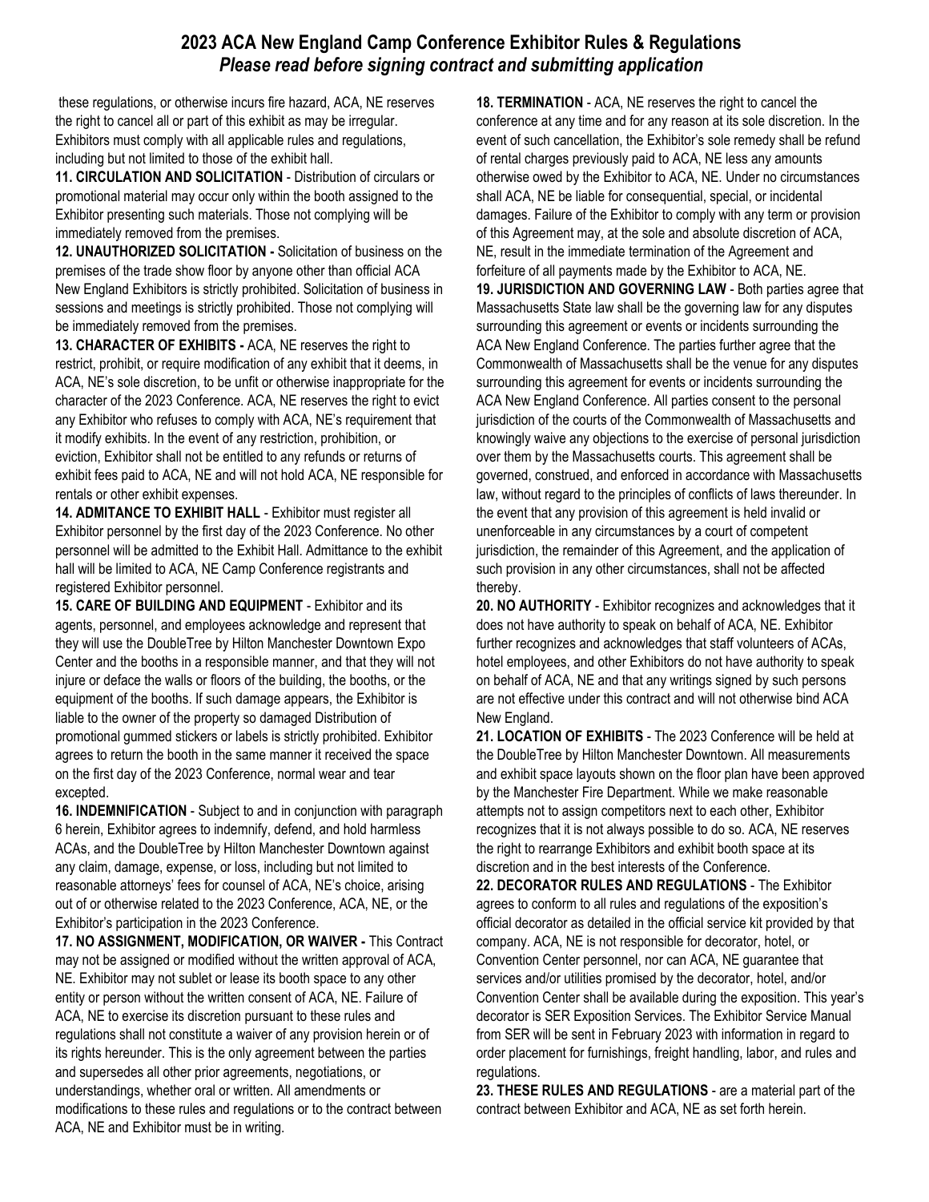## 2023 ACA New England Camp Conference Exhibitor Rules & Regulations

***Please read before signing contract and submitting application***

these regulations, or otherwise incurs fire hazard, ACA, NE reserves the right to cancel all or part of this exhibit as may be irregular. Exhibitors must comply with all applicable rules and regulations, including but not limited to those of the exhibit hall.

**11. CIRCULATION AND SOLICITATION** - Distribution of circulars or promotional material may occur only within the booth assigned to the Exhibitor presenting such materials. Those not complying will be immediately removed from the premises.

**12. UNAUTHORIZED SOLICITATION -** Solicitation of business on the premises of the trade show floor by anyone other than official ACA New England Exhibitors is strictly prohibited. Solicitation of business in sessions and meetings is strictly prohibited. Those not complying will be immediately removed from the premises.

**13. CHARACTER OF EXHIBITS -** ACA, NE reserves the right to restrict, prohibit, or require modification of any exhibit that it deems, in ACA, NE's sole discretion, to be unfit or otherwise inappropriate for the character of the 2023 Conference. ACA, NE reserves the right to evict any Exhibitor who refuses to comply with ACA, NE's requirement that it modify exhibits. In the event of any restriction, prohibition, or eviction, Exhibitor shall not be entitled to any refunds or returns of exhibit fees paid to ACA, NE and will not hold ACA, NE responsible for rentals or other exhibit expenses.

**14. ADMITANCE TO EXHIBIT HALL** - Exhibitor must register all Exhibitor personnel by the first day of the 2023 Conference. No other personnel will be admitted to the Exhibit Hall. Admittance to the exhibit hall will be limited to ACA, NE Camp Conference registrants and registered Exhibitor personnel.

**15. CARE OF BUILDING AND EQUIPMENT** - Exhibitor and its agents, personnel, and employees acknowledge and represent that they will use the DoubleTree by Hilton Manchester Downtown Expo Center and the booths in a responsible manner, and that they will not injure or deface the walls or floors of the building, the booths, or the equipment of the booths. If such damage appears, the Exhibitor is liable to the owner of the property so damaged Distribution of promotional gummed stickers or labels is strictly prohibited. Exhibitor agrees to return the booth in the same manner it received the space on the first day of the 2023 Conference, normal wear and tear excepted.

**16. INDEMNIFICATION** - Subject to and in conjunction with paragraph 6 herein, Exhibitor agrees to indemnify, defend, and hold harmless ACAs, and the DoubleTree by Hilton Manchester Downtown against any claim, damage, expense, or loss, including but not limited to reasonable attorneys' fees for counsel of ACA, NE's choice, arising out of or otherwise related to the 2023 Conference, ACA, NE, or the Exhibitor's participation in the 2023 Conference.

**17. NO ASSIGNMENT, MODIFICATION, OR WAIVER -** This Contract may not be assigned or modified without the written approval of ACA, NE. Exhibitor may not sublet or lease its booth space to any other entity or person without the written consent of ACA, NE. Failure of ACA, NE to exercise its discretion pursuant to these rules and regulations shall not constitute a waiver of any provision herein or of its rights hereunder. This is the only agreement between the parties and supersedes all other prior agreements, negotiations, or understandings, whether oral or written. All amendments or modifications to these rules and regulations or to the contract between ACA, NE and Exhibitor must be in writing.

**18. TERMINATION** - ACA, NE reserves the right to cancel the conference at any time and for any reason at its sole discretion. In the event of such cancellation, the Exhibitor's sole remedy shall be refund of rental charges previously paid to ACA, NE less any amounts otherwise owed by the Exhibitor to ACA, NE. Under no circumstances shall ACA, NE be liable for consequential, special, or incidental damages. Failure of the Exhibitor to comply with any term or provision of this Agreement may, at the sole and absolute discretion of ACA, NE, result in the immediate termination of the Agreement and forfeiture of all payments made by the Exhibitor to ACA, NE.

**19. JURISDICTION AND GOVERNING LAW** - Both parties agree that Massachusetts State law shall be the governing law for any disputes surrounding this agreement or events or incidents surrounding the ACA New England Conference. The parties further agree that the Commonwealth of Massachusetts shall be the venue for any disputes surrounding this agreement for events or incidents surrounding the ACA New England Conference. All parties consent to the personal jurisdiction of the courts of the Commonwealth of Massachusetts and knowingly waive any objections to the exercise of personal jurisdiction over them by the Massachusetts courts. This agreement shall be governed, construed, and enforced in accordance with Massachusetts law, without regard to the principles of conflicts of laws thereunder. In the event that any provision of this agreement is held invalid or unenforceable in any circumstances by a court of competent jurisdiction, the remainder of this Agreement, and the application of such provision in any other circumstances, shall not be affected thereby.

**20. NO AUTHORITY** - Exhibitor recognizes and acknowledges that it does not have authority to speak on behalf of ACA, NE. Exhibitor further recognizes and acknowledges that staff volunteers of ACAs, hotel employees, and other Exhibitors do not have authority to speak on behalf of ACA, NE and that any writings signed by such persons are not effective under this contract and will not otherwise bind ACA New England.

**21. LOCATION OF EXHIBITS** - The 2023 Conference will be held at the DoubleTree by Hilton Manchester Downtown. All measurements and exhibit space layouts shown on the floor plan have been approved by the Manchester Fire Department. While we make reasonable attempts not to assign competitors next to each other, Exhibitor recognizes that it is not always possible to do so. ACA, NE reserves the right to rearrange Exhibitors and exhibit booth space at its discretion and in the best interests of the Conference.

**22. DECORATOR RULES AND REGULATIONS** - The Exhibitor agrees to conform to all rules and regulations of the exposition's official decorator as detailed in the official service kit provided by that company. ACA, NE is not responsible for decorator, hotel, or Convention Center personnel, nor can ACA, NE guarantee that services and/or utilities promised by the decorator, hotel, and/or Convention Center shall be available during the exposition. This year's decorator is SER Exposition Services. The Exhibitor Service Manual from SER will be sent in February 2023 with information in regard to order placement for furnishings, freight handling, labor, and rules and regulations.

**23. THESE RULES AND REGULATIONS** - are a material part of the contract between Exhibitor and ACA, NE as set forth herein.